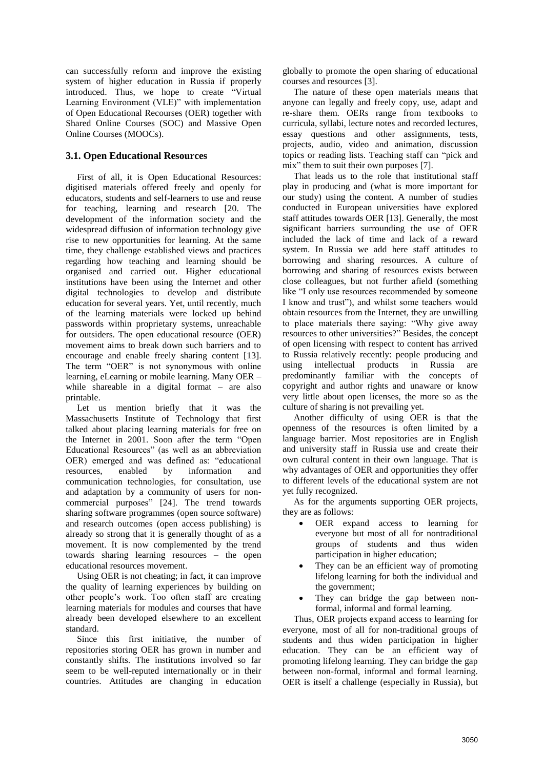can successfully reform and improve the existing system of higher education in Russia if properly introduced. Thus, we hope to create "Virtual Learning Environment (VLE)" with implementation of Open Educational Recourses (OER) together with Shared Online Courses (SOC) and Massive Open Online Courses (MOOCs).

### 3.1. Open Educational Resources

First of all, it is Open Educational Resources: digitised materials offered freely and openly for educators, students and self-learners to use and reuse for teaching, learning and research [20. The development of the information society and the widespread diffusion of information technology give rise to new opportunities for learning. At the same time, they challenge established views and practices regarding how teaching and learning should be organised and carried out. Higher educational institutions have been using the Internet and other digital technologies to develop and distribute education for several years. Yet, until recently, much of the learning materials were locked up behind passwords within proprietary systems, unreachable for outsiders. The open educational resource (OER) movement aims to break down such barriers and to encourage and enable freely sharing content [13]. The term "OER" is not synonymous with online learning, eLearning or mobile learning. Many OER – while shareable in a digital format – are also printable.

Let us mention briefly that it was the Massachusetts Institute of Technology that first talked about placing learning materials for free on the Internet in 2001. Soon after the term "Open Educational Resources" (as well as an abbreviation OER) emerged and was defined as: "educational resources, enabled by information and communication technologies, for consultation, use and adaptation by a community of users for non-commercial purposes" [24]. The trend towards sharing software programmes (open source software) and research outcomes (open access publishing) is already so strong that it is generally thought of as a movement. It is now complemented by the trend towards sharing learning resources – the open educational resources movement.

Using OER is not cheating; in fact, it can improve the quality of learning experiences by building on other people's work. Too often staff are creating learning materials for modules and courses that have already been developed elsewhere to an excellent standard.

Since this first initiative, the number of repositories storing OER has grown in number and constantly shifts. The institutions involved so far seem to be well-reputed internationally or in their countries. Attitudes are changing in education globally to promote the open sharing of educational courses and resources [3].

The nature of these open materials means that anyone can legally and freely copy, use, adapt and re-share them. OERs range from textbooks to curricula, syllabi, lecture notes and recorded lectures, essay questions and other assignments, tests, projects, audio, video and animation, discussion topics or reading lists. Teaching staff can "pick and mix" them to suit their own purposes [7].

That leads us to the role that institutional staff play in producing and (what is more important for our study) using the content. A number of studies conducted in European universities have explored staff attitudes towards OER [13]. Generally, the most significant barriers surrounding the use of OER included the lack of time and lack of a reward system. In Russia we add here staff attitudes to borrowing and sharing resources. A culture of borrowing and sharing of resources exists between close colleagues, but not further afield (something like "I only use resources recommended by someone I know and trust"), and whilst some teachers would obtain resources from the Internet, they are unwilling to place materials there saying: "Why give away resources to other universities?" Besides, the concept of open licensing with respect to content has arrived to Russia relatively recently: people producing and using intellectual products in Russia are predominantly familiar with the concepts of copyright and author rights and unaware or know very little about open licenses, the more so as the culture of sharing is not prevailing yet.

Another difficulty of using OER is that the openness of the resources is often limited by a language barrier. Most repositories are in English and university staff in Russia use and create their own cultural content in their own language. That is why advantages of OER and opportunities they offer to different levels of the educational system are not yet fully recognized.

As for the arguments supporting OER projects, they are as follows:

- OER expand access to learning for everyone but most of all for nontraditional groups of students and thus widen participation in higher education;
- They can be an efficient way of promoting lifelong learning for both the individual and the government;
- They can bridge the gap between non-formal, informal and formal learning.

Thus, OER projects expand access to learning for everyone, most of all for non-traditional groups of students and thus widen participation in higher education. They can be an efficient way of promoting lifelong learning. They can bridge the gap between non-formal, informal and formal learning. OER is itself a challenge (especially in Russia), but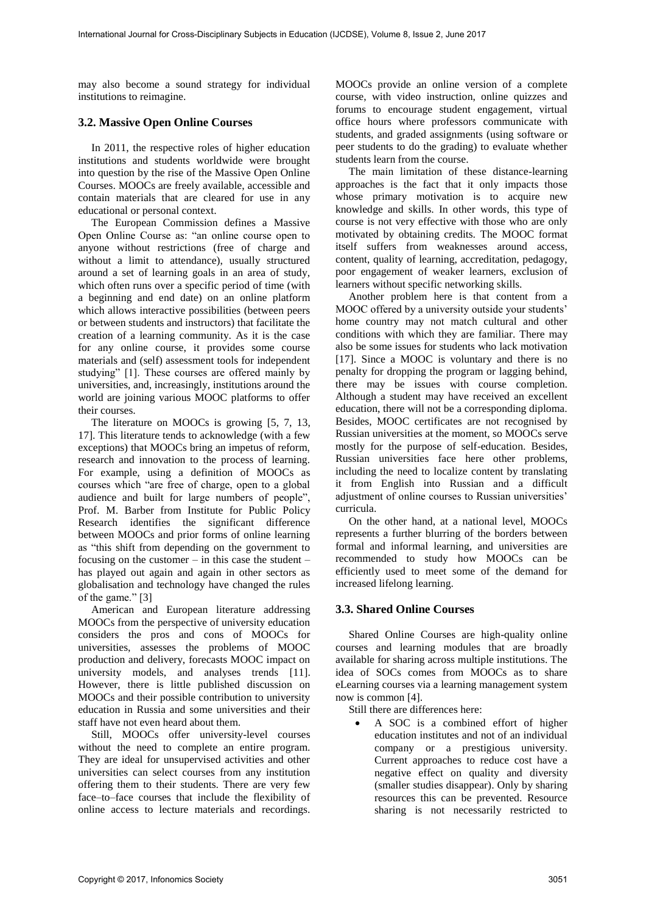may also become a sound strategy for individual institutions to reimagine.

### 3.2. Massive Open Online Courses

In 2011, the respective roles of higher education institutions and students worldwide were brought into question by the rise of the Massive Open Online Courses. MOOCs are freely available, accessible and contain materials that are cleared for use in any educational or personal context.

The European Commission defines a Massive Open Online Course as: "an online course open to anyone without restrictions (free of charge and without a limit to attendance), usually structured around a set of learning goals in an area of study, which often runs over a specific period of time (with a beginning and end date) on an online platform which allows interactive possibilities (between peers or between students and instructors) that facilitate the creation of a learning community. As it is the case for any online course, it provides some course materials and (self) assessment tools for independent studying" [1]. These courses are offered mainly by universities, and, increasingly, institutions around the world are joining various MOOC platforms to offer their courses.

The literature on MOOCs is growing [5, 7, 13, 17]. This literature tends to acknowledge (with a few exceptions) that MOOCs bring an impetus of reform, research and innovation to the process of learning. For example, using a definition of MOOCs as courses which "are free of charge, open to a global audience and built for large numbers of people", Prof. M. Barber from Institute for Public Policy Research identifies the significant difference between MOOCs and prior forms of online learning as "this shift from depending on the government to focusing on the customer – in this case the student – has played out again and again in other sectors as globalisation and technology have changed the rules of the game." [3]

American and European literature addressing MOOCs from the perspective of university education considers the pros and cons of MOOCs for universities, assesses the problems of MOOC production and delivery, forecasts MOOC impact on university models, and analyses trends [11]. However, there is little published discussion on MOOCs and their possible contribution to university education in Russia and some universities and their staff have not even heard about them.

Still, MOOCs offer university-level courses without the need to complete an entire program. They are ideal for unsupervised activities and other universities can select courses from any institution offering them to their students. There are very few face–to–face courses that include the flexibility of online access to lecture materials and recordings. MOOCs provide an online version of a complete course, with video instruction, online quizzes and forums to encourage student engagement, virtual office hours where professors communicate with students, and graded assignments (using software or peer students to do the grading) to evaluate whether students learn from the course.

The main limitation of these distance-learning approaches is the fact that it only impacts those whose primary motivation is to acquire new knowledge and skills. In other words, this type of course is not very effective with those who are only motivated by obtaining credits. The MOOC format itself suffers from weaknesses around access, content, quality of learning, accreditation, pedagogy, poor engagement of weaker learners, exclusion of learners without specific networking skills.

Another problem here is that content from a MOOC offered by a university outside your students' home country may not match cultural and other conditions with which they are familiar. There may also be some issues for students who lack motivation [17]. Since a MOOC is voluntary and there is no penalty for dropping the program or lagging behind, there may be issues with course completion. Although a student may have received an excellent education, there will not be a corresponding diploma. Besides, MOOC certificates are not recognised by Russian universities at the moment, so MOOCs serve mostly for the purpose of self-education. Besides, Russian universities face here other problems, including the need to localize content by translating it from English into Russian and a difficult adjustment of online courses to Russian universities' curricula.

On the other hand, at a national level, MOOCs represents a further blurring of the borders between formal and informal learning, and universities are recommended to study how MOOCs can be efficiently used to meet some of the demand for increased lifelong learning.

### 3.3. Shared Online Courses

Shared Online Courses are high-quality online courses and learning modules that are broadly available for sharing across multiple institutions. The idea of SOCs comes from MOOCs as to share eLearning courses via a learning management system now is common [4].

Still there are differences here:

- A SOC is a combined effort of higher education institutes and not of an individual company or a prestigious university. Current approaches to reduce cost have a negative effect on quality and diversity (smaller studies disappear). Only by sharing resources this can be prevented. Resource sharing is not necessarily restricted to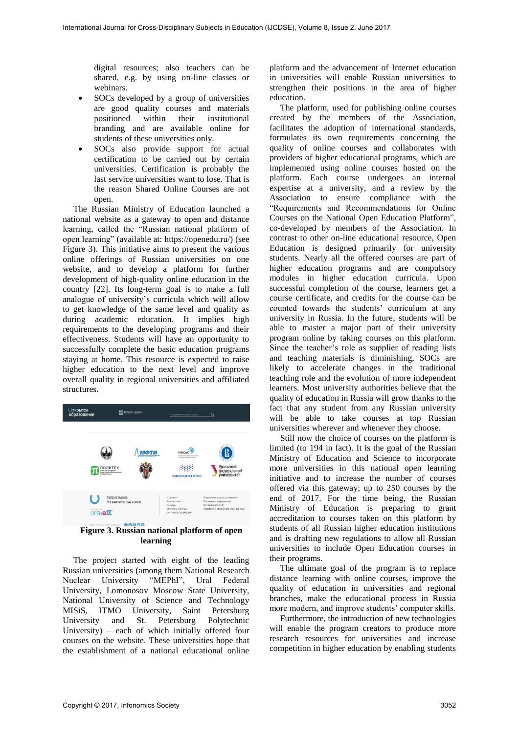digital resources; also teachers can be shared, e.g. by using on-line classes or webinars.

- SOCs developed by a group of universities are good quality courses and materials positioned within their institutional branding and are available online for students of these universities only.
- SOCs also provide support for actual certification to be carried out by certain universities. Certification is probably the last service universities want to lose. That is the reason Shared Online Courses are not open.

The Russian Ministry of Education launched a national website as a gateway to open and distance learning, called the "Russian national platform of open learning" (available at: https://openedu.ru/) (see Figure 3). This initiative aims to present the various online offerings of Russian universities on one website, and to develop a platform for further development of high-quality online education in the country [22]. Its long-term goal is to make a full analogue of university's curricula which will allow to get knowledge of the same level and quality as during academic education. It implies high requirements to the developing programs and their effectiveness. Students will have an opportunity to successfully complete the basic education programs staying at home. This resource is expected to raise higher education to the next level and improve overall quality in regional universities and affiliated structures.

**Figure 3. Russian national platform of open learning**

The project started with eight of the leading Russian universities (among them National Research Nuclear University "MEPhI", Ural Federal University, Lomonosov Moscow State University, National University of Science and Technology MISiS, ITMO University, Saint Petersburg University and St. Petersburg Polytechnic University) – each of which initially offered four courses on the website. These universities hope that the establishment of a national educational online platform and the advancement of Internet education in universities will enable Russian universities to strengthen their positions in the area of higher education.

The platform, used for publishing online courses created by the members of the Association, facilitates the adoption of international standards, formulates its own requirements concerning the quality of online courses and collaborates with providers of higher educational programs, which are implemented using online courses hosted on the platform. Each course undergoes an internal expertise at a university, and a review by the Association to ensure compliance with the "Requirements and Recommendations for Online Courses on the National Open Education Platform", co-developed by members of the Association. In contrast to other on-line educational resource, Open Education is designed primarily for university students. Nearly all the offered courses are part of higher education programs and are compulsory modules in higher education curricula. Upon successful completion of the course, learners get a course certificate, and credits for the course can be counted towards the students' curriculum at any university in Russia. In the future, students will be able to master a major part of their university program online by taking courses on this platform. Since the teacher's role as supplier of reading lists and teaching materials is diminishing, SOCs are likely to accelerate changes in the traditional teaching role and the evolution of more independent learners. Most university authorities believe that the quality of education in Russia will grow thanks to the fact that any student from any Russian university will be able to take courses at top Russian universities wherever and whenever they choose.

Still now the choice of courses on the platform is limited (to 194 in fact). It is the goal of the Russian Ministry of Education and Science to incorporate more universities in this national open learning initiative and to increase the number of courses offered via this gateway; up to 250 courses by the end of 2017. For the time being, the Russian Ministry of Education is preparing to grant accreditation to courses taken on this platform by students of all Russian higher education institutions and is drafting new regulations to allow all Russian universities to include Open Education courses in their programs.

The ultimate goal of the program is to replace distance learning with online courses, improve the quality of education in universities and regional branches, make the educational process in Russia more modern, and improve students' computer skills.

Furthermore, the introduction of new technologies will enable the program creators to produce more research resources for universities and increase competition in higher education by enabling students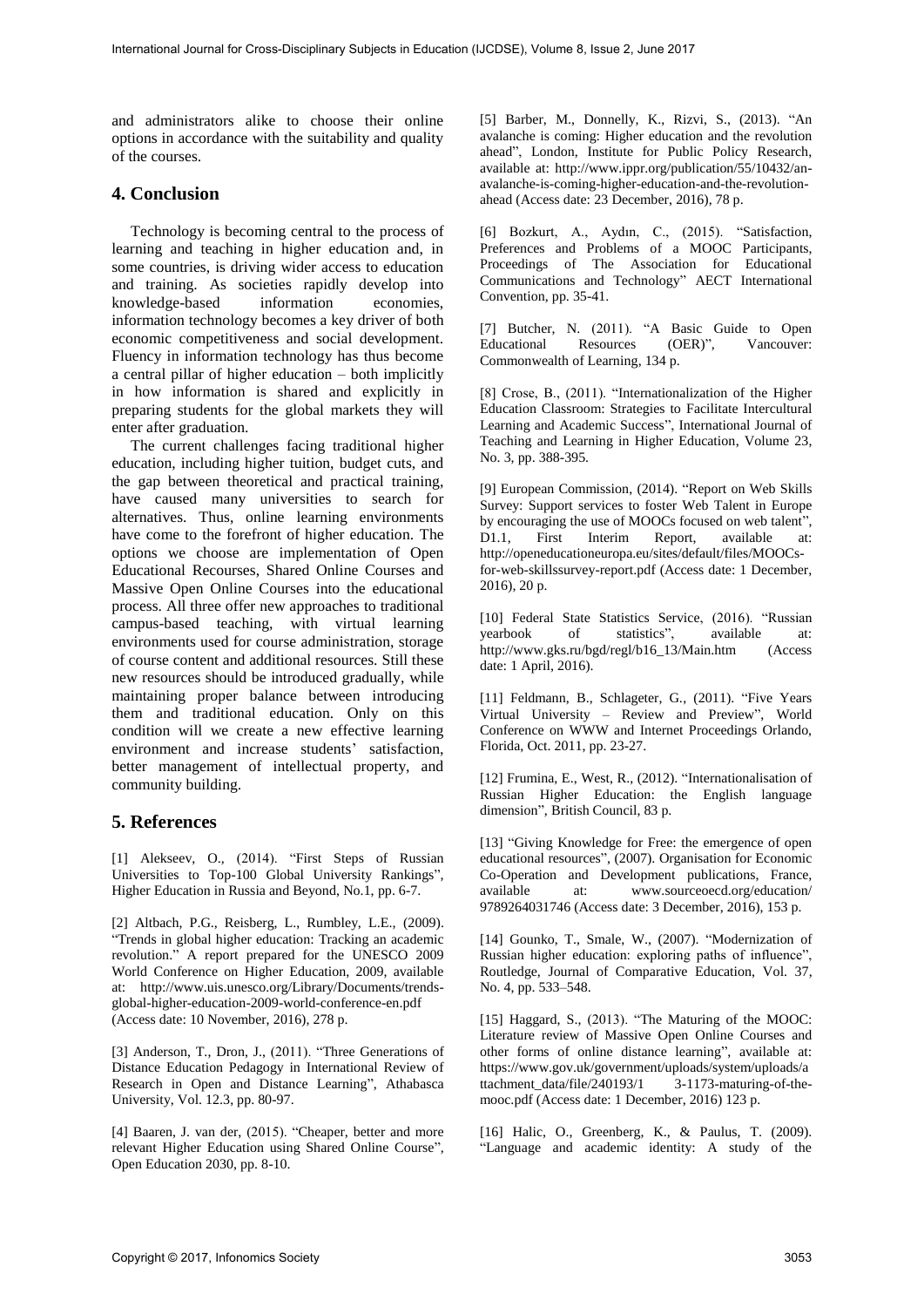and administrators alike to choose their online options in accordance with the suitability and quality of the courses.

## 4. Conclusion

Technology is becoming central to the process of learning and teaching in higher education and, in some countries, is driving wider access to education and training. As societies rapidly develop into knowledge-based information economies, information technology becomes a key driver of both economic competitiveness and social development. Fluency in information technology has thus become a central pillar of higher education – both implicitly in how information is shared and explicitly in preparing students for the global markets they will enter after graduation.

The current challenges facing traditional higher education, including higher tuition, budget cuts, and the gap between theoretical and practical training, have caused many universities to search for alternatives. Thus, online learning environments have come to the forefront of higher education. The options we choose are implementation of Open Educational Recourses, Shared Online Courses and Massive Open Online Courses into the educational process. All three offer new approaches to traditional campus-based teaching, with virtual learning environments used for course administration, storage of course content and additional resources. Still these new resources should be introduced gradually, while maintaining proper balance between introducing them and traditional education. Only on this condition will we create a new effective learning environment and increase students' satisfaction, better management of intellectual property, and community building.

## 5. References

[1] Alekseev, O., (2014). "First Steps of Russian Universities to Top-100 Global University Rankings", Higher Education in Russia and Beyond, No.1, pp. 6-7.

[2] Altbach, P.G., Reisberg, L., Rumbley, L.E., (2009). "Trends in global higher education: Tracking an academic revolution." A report prepared for the UNESCO 2009 World Conference on Higher Education, 2009, available at: http://www.uis.unesco.org/Library/Documents/trends-global-higher-education-2009-world-conference-en.pdf (Access date: 10 November, 2016), 278 p.

[3] Anderson, T., Dron, J., (2011). "Three Generations of Distance Education Pedagogy in International Review of Research in Open and Distance Learning", Athabasca University, Vol. 12.3, pp. 80-97.

[4] Baaren, J. van der, (2015). "Cheaper, better and more relevant Higher Education using Shared Online Course", Open Education 2030, pp. 8-10.

[5] Barber, M., Donnelly, K., Rizvi, S., (2013). "An avalanche is coming: Higher education and the revolution ahead", London, Institute for Public Policy Research, available at: http://www.ippr.org/publication/55/10432/an-avalanche-is-coming-higher-education-and-the-revolution-ahead (Access date: 23 December, 2016), 78 p.

[6] Bozkurt, A., Aydın, C., (2015). "Satisfaction, Preferences and Problems of a MOOC Participants, Proceedings of The Association for Educational Communications and Technology" AECT International Convention, pp. 35-41.

[7] Butcher, N. (2011). "A Basic Guide to Open Educational Resources (OER)", Vancouver: Commonwealth of Learning, 134 p.

[8] Crose, B., (2011). "Internationalization of the Higher Education Classroom: Strategies to Facilitate Intercultural Learning and Academic Success", International Journal of Teaching and Learning in Higher Education, Volume 23, No. 3, pp. 388-395.

[9] European Commission, (2014). "Report on Web Skills Survey: Support services to foster Web Talent in Europe by encouraging the use of MOOCs focused on web talent", D1.1, First Interim Report, available at: http://openeducationeuropa.eu/sites/default/files/MOOCs-for-web-skillssurvey-report.pdf (Access date: 1 December, 2016), 20 p.

[10] Federal State Statistics Service, (2016). "Russian yearbook of statistics", available at: http://www.gks.ru/bgd/regl/b16_13/Main.htm (Access date: 1 April, 2016).

[11] Feldmann, B., Schlageter, G., (2011). "Five Years Virtual University – Review and Preview", World Conference on WWW and Internet Proceedings Orlando, Florida, Oct. 2011, pp. 23-27.

[12] Frumina, E., West, R., (2012). "Internationalisation of Russian Higher Education: the English language dimension", British Council, 83 p.

[13] "Giving Knowledge for Free: the emergence of open educational resources", (2007). Organisation for Economic Co-Operation and Development publications, France, available at: www.sourceoecd.org/education/ 9789264031746 (Access date: 3 December, 2016), 153 p.

[14] Gounko, T., Smale, W., (2007). "Modernization of Russian higher education: exploring paths of influence", Routledge, Journal of Comparative Education, Vol. 37, No. 4, pp. 533–548.

[15] Haggard, S., (2013). "The Maturing of the MOOC: Literature review of Massive Open Online Courses and other forms of online distance learning", available at: https://www.gov.uk/government/uploads/system/uploads/attachment_data/file/240193/1 3-1173-maturing-of-the-mooc.pdf (Access date: 1 December, 2016) 123 p.

[16] Halic, O., Greenberg, K., & Paulus, T. (2009). "Language and academic identity: A study of the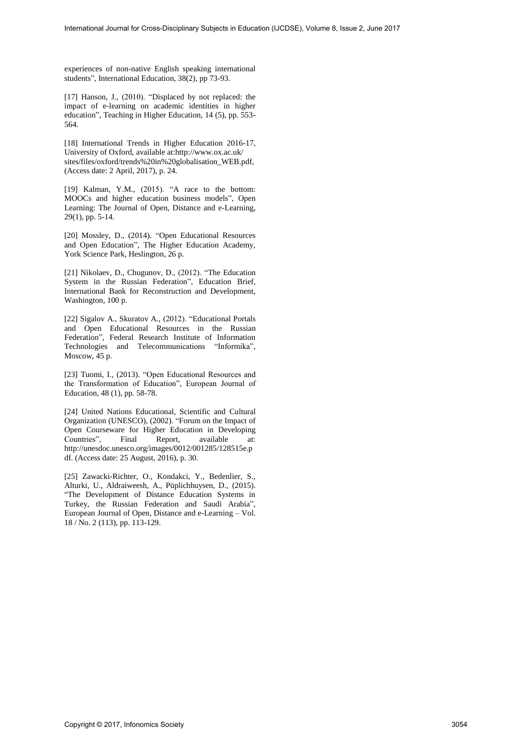experiences of non-native English speaking international students", International Education, 38(2), pp 73-93.

[17] Hanson, J., (2010). "Displaced by not replaced: the impact of e-learning on academic identities in higher education", Teaching in Higher Education, 14 (5), pp. 553-564.

[18] International Trends in Higher Education 2016-17, University of Oxford, available at:http://www.ox.ac.uk/ sites/files/oxford/trends%20in%20globalisation_WEB.pdf, (Access date: 2 April, 2017), p. 24.

[19] Kalman, Y.M., (2015). "A race to the bottom: MOOCs and higher education business models", Open Learning: The Journal of Open, Distance and e-Learning, 29(1), pp. 5-14.

[20] Mossley, D., (2014). "Open Educational Resources and Open Education", The Higher Education Academy, York Science Park, Heslington, 26 p.

[21] Nikolaev, D., Chugunov, D., (2012). "The Education System in the Russian Federation", Education Brief, International Bank for Reconstruction and Development, Washington, 100 p.

[22] Sigalov A., Skuratov A., (2012). "Educational Portals and Open Educational Resources in the Russian Federation", Federal Research Institute of Information Technologies and Telecommunications "Informika", Moscow, 45 p.

[23] Tuomi, I., (2013). "Open Educational Resources and the Transformation of Education", European Journal of Education, 48 (1), pp. 58-78.

[24] United Nations Educational, Scientific and Cultural Organization (UNESCO), (2002). "Forum on the Impact of Open Courseware for Higher Education in Developing Countries", Final Report, available at: http://unesdoc.unesco.org/images/0012/001285/128515e.pdf. (Access date: 25 August, 2016), p. 30.

[25] Zawacki-Richter, O., Kondakci, Y., Bedenlier, S., Alturki, U., Aldraiweesh, A., Püplichhuysen, D., (2015). "The Development of Distance Education Systems in Turkey, the Russian Federation and Saudi Arabia", European Journal of Open, Distance and e-Learning – Vol. 18 / No. 2 (113), pp. 113-129.